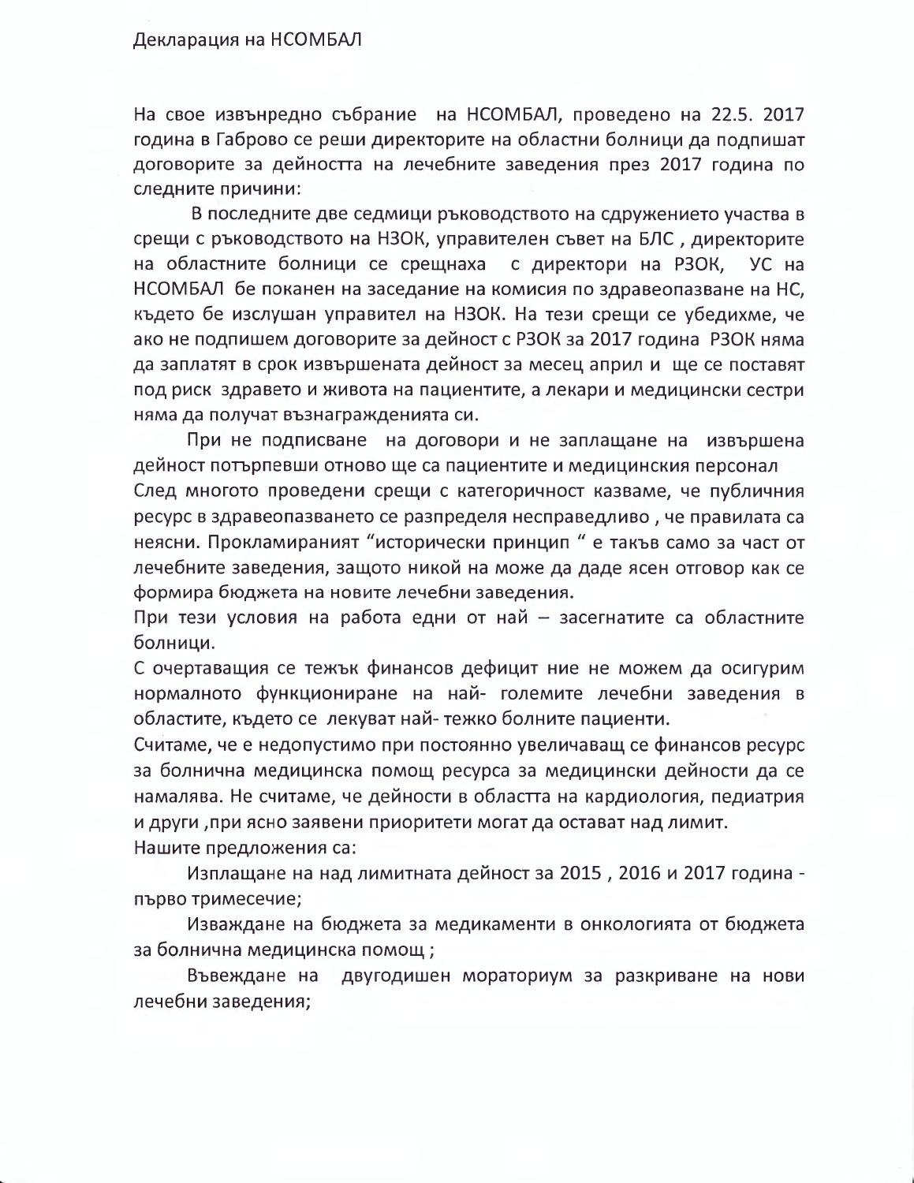Декларация на НСОМБАЛ

На свое извънредно събрание на НСОМБАЛ, проведено на 22.5. 2017 година в Габрово се реши директорите на областни болници да подпишат договорите за дейността на лечебните заведения през 2017 година по следните причини:

В последните две седмици ръководството на сдружението участва в срещи с ръководството на НЗОК, управителен съвет на БЛС , директорите на областните болници се срещнаха с директори на РЗОК, УС на НСОМБАЛ бе поканен на заседание на комисия по здравеопазване на НС, където бе изслушан управител на НЗОК. На тези срещи се убедихме, че ако не подпишем договорите за дейност с РЗОК за 2017 година РЗОК няма да заплатят в срок извършената дейност за месец април и ще се поставят под риск здравето и живота на пациентите, а лекари и медицински сестри няма да получат възнагражденията си.

При не подписване на договори и не заплащане на извършена дейност потърпевши отново ще са пациентите и медицинския персонал

След многото проведени срещи с категоричност казваме, че публичния ресурс в здравеопазването се разпределя несправедливо , че правилата са неясни. Прокламираният "исторически принцип " е такъв само за част от лечебните заведения, защото никой на може да даде ясен отговор как се формира бюджета на новите лечебни заведения.

При тези условия на работа едни от най – засегнатите са областните болници.

С очертаващия се тежък финансов дефицит ние не можем да осигурим нормалното функциониране на най- големите лечебни заведения в областите, където се лекуват най- тежко болните пациенти.

Считаме, че е недопустимо при постоянно увеличаващ се финансов ресурс за болнична медицинска помощ ресурса за медицински дейности да се намалява. Не считаме, че дейности в областта на кардиология, педиатрия и други ,при ясно заявени приоритети могат да остават над лимит.

Нашите предложения са:

Изплащане на над лимитната дейност за 2015 , 2016 и 2017 година - първо тримесечие;

Изваждане на бюджета за медикаменти в онкологията от бюджета за болнична медицинска помощ ;

Въвеждане на двугодишен мораториум за разкриване на нови лечебни заведения;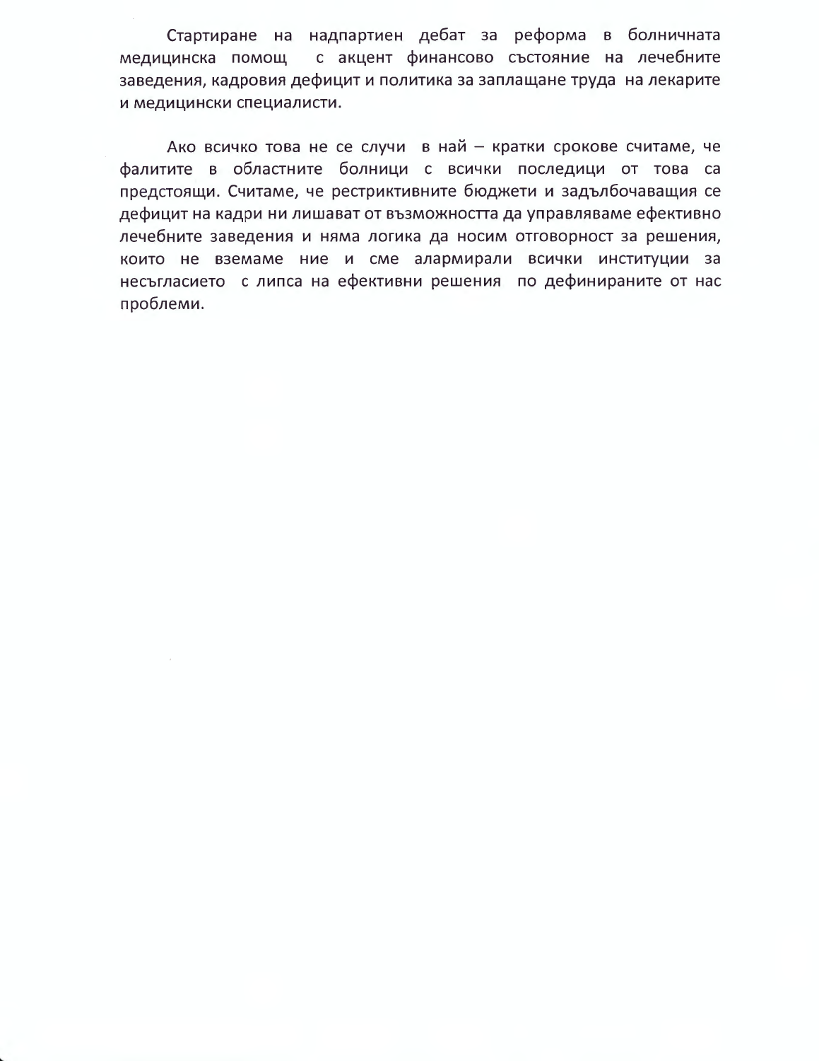Стартиране на надпартиен дебат за реформа в болничната медицинска помощ с акцент финансово състояние на лечебните заведения, кадровия дефицит и политика за заплащане труда на лекарите и медицински специалисти.

Ако всичко това не се случи в най – кратки срокове считаме, че фалитите в областните болници с всички последици от това са предстоящи. Считаме, че рестриктивните бюджети и задълбочаващия се дефицит на кадри ни лишават от възможността да управляваме ефективно лечебните заведения и няма логика да носим отговорност за решения, които не вземаме ние и сме алармирали всички институции за несъгласието с липса на ефективни решения по дефинираните от нас проблеми.